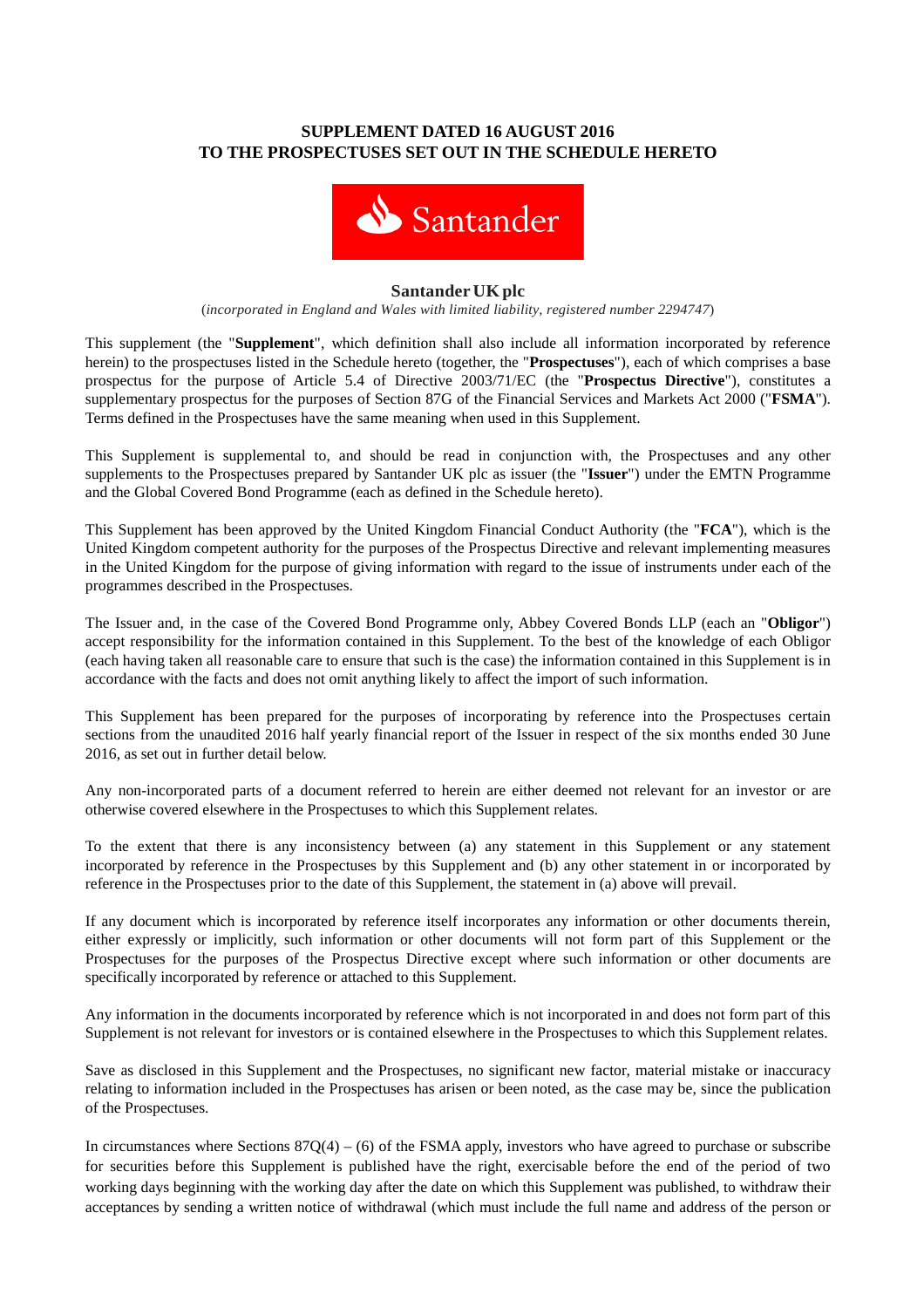**SUPPLEMENT DATED 16 AUGUST 2016**
**TO THE PROSPECTUSES SET OUT IN THE SCHEDULE HERETO**

**Santander UK plc**

(*incorporated in England and Wales with limited liability, registered number 2294747*)

This supplement (the "**Supplement**", which definition shall also include all information incorporated by reference herein) to the prospectuses listed in the Schedule hereto (together, the "**Prospectuses**"), each of which comprises a base prospectus for the purpose of Article 5.4 of Directive 2003/71/EC (the "**Prospectus Directive**"), constitutes a supplementary prospectus for the purposes of Section 87G of the Financial Services and Markets Act 2000 ("**FSMA**"). Terms defined in the Prospectuses have the same meaning when used in this Supplement.

This Supplement is supplemental to, and should be read in conjunction with, the Prospectuses and any other supplements to the Prospectuses prepared by Santander UK plc as issuer (the "**Issuer**") under the EMTN Programme and the Global Covered Bond Programme (each as defined in the Schedule hereto).

This Supplement has been approved by the United Kingdom Financial Conduct Authority (the "**FCA**"), which is the United Kingdom competent authority for the purposes of the Prospectus Directive and relevant implementing measures in the United Kingdom for the purpose of giving information with regard to the issue of instruments under each of the programmes described in the Prospectuses.

The Issuer and, in the case of the Covered Bond Programme only, Abbey Covered Bonds LLP (each an "**Obligor**") accept responsibility for the information contained in this Supplement. To the best of the knowledge of each Obligor (each having taken all reasonable care to ensure that such is the case) the information contained in this Supplement is in accordance with the facts and does not omit anything likely to affect the import of such information.

This Supplement has been prepared for the purposes of incorporating by reference into the Prospectuses certain sections from the unaudited 2016 half yearly financial report of the Issuer in respect of the six months ended 30 June 2016, as set out in further detail below.

Any non-incorporated parts of a document referred to herein are either deemed not relevant for an investor or are otherwise covered elsewhere in the Prospectuses to which this Supplement relates.

To the extent that there is any inconsistency between (a) any statement in this Supplement or any statement incorporated by reference in the Prospectuses by this Supplement and (b) any other statement in or incorporated by reference in the Prospectuses prior to the date of this Supplement, the statement in (a) above will prevail.

If any document which is incorporated by reference itself incorporates any information or other documents therein, either expressly or implicitly, such information or other documents will not form part of this Supplement or the Prospectuses for the purposes of the Prospectus Directive except where such information or other documents are specifically incorporated by reference or attached to this Supplement.

Any information in the documents incorporated by reference which is not incorporated in and does not form part of this Supplement is not relevant for investors or is contained elsewhere in the Prospectuses to which this Supplement relates.

Save as disclosed in this Supplement and the Prospectuses, no significant new factor, material mistake or inaccuracy relating to information included in the Prospectuses has arisen or been noted, as the case may be, since the publication of the Prospectuses.

In circumstances where Sections 87Q(4) – (6) of the FSMA apply, investors who have agreed to purchase or subscribe for securities before this Supplement is published have the right, exercisable before the end of the period of two working days beginning with the working day after the date on which this Supplement was published, to withdraw their acceptances by sending a written notice of withdrawal (which must include the full name and address of the person or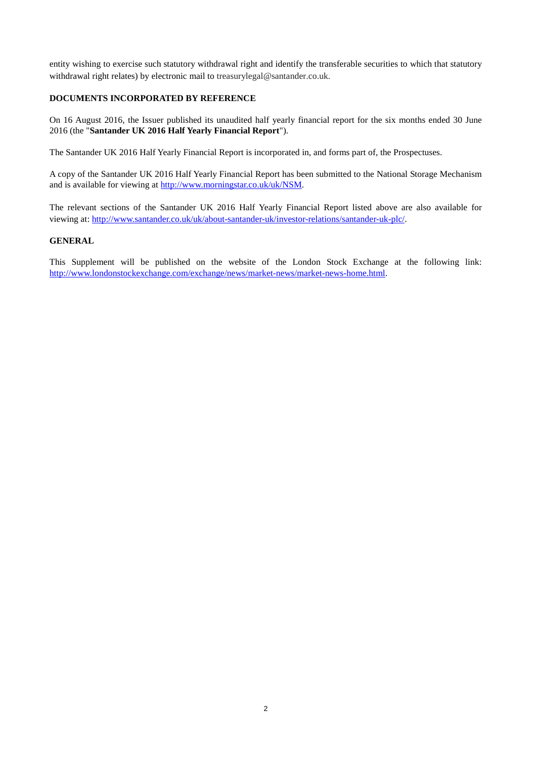entity wishing to exercise such statutory withdrawal right and identify the transferable securities to which that statutory withdrawal right relates) by electronic mail to treasurylegal@santander.co.uk.

## DOCUMENTS INCORPORATED BY REFERENCE

On 16 August 2016, the Issuer published its unaudited half yearly financial report for the six months ended 30 June 2016 (the "**Santander UK 2016 Half Yearly Financial Report**").

The Santander UK 2016 Half Yearly Financial Report is incorporated in, and forms part of, the Prospectuses.

A copy of the Santander UK 2016 Half Yearly Financial Report has been submitted to the National Storage Mechanism and is available for viewing at http://www.morningstar.co.uk/uk/NSM.

The relevant sections of the Santander UK 2016 Half Yearly Financial Report listed above are also available for viewing at: http://www.santander.co.uk/uk/about-santander-uk/investor-relations/santander-uk-plc/.

## GENERAL

This Supplement will be published on the website of the London Stock Exchange at the following link: http://www.londonstockexchange.com/exchange/news/market-news/market-news-home.html.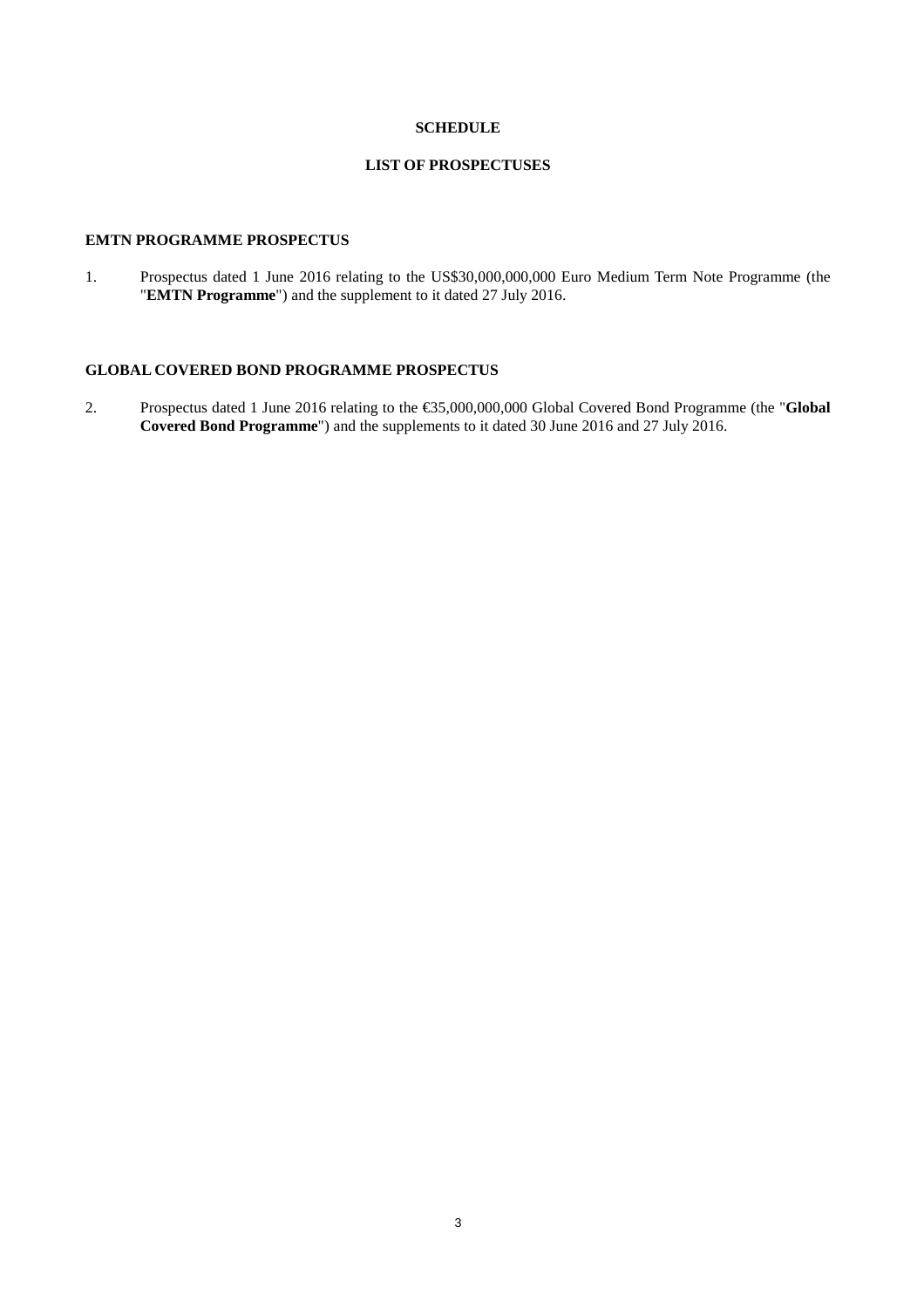**SCHEDULE**

**LIST OF PROSPECTUSES**

**EMTN PROGRAMME PROSPECTUS**

1. Prospectus dated 1 June 2016 relating to the US$30,000,000,000 Euro Medium Term Note Programme (the "**EMTN Programme**") and the supplement to it dated 27 July 2016.

**GLOBAL COVERED BOND PROGRAMME PROSPECTUS**

2. Prospectus dated 1 June 2016 relating to the €35,000,000,000 Global Covered Bond Programme (the "**Global Covered Bond Programme**") and the supplements to it dated 30 June 2016 and 27 July 2016.